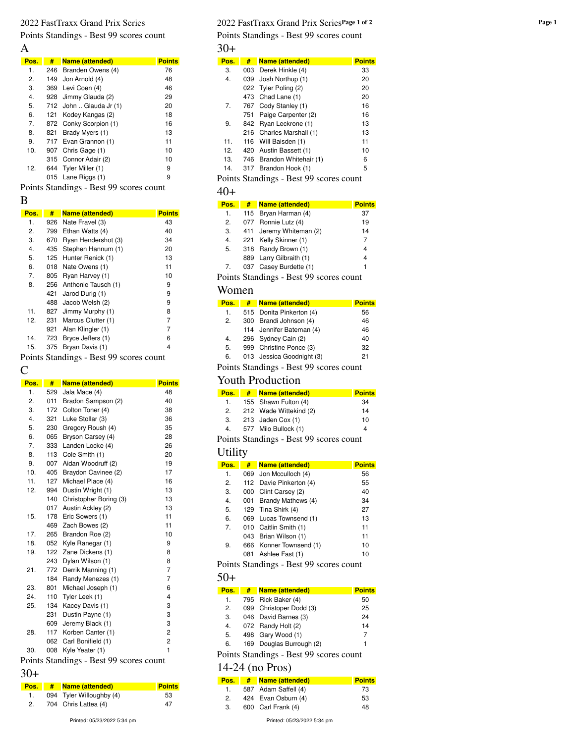2022 FastTraxx Grand Prix Series

Points Standings - Best 99 scores count

## A

| Pos. | # | Name (attended) | Points |
|---|---|---|---|
| 1. | 246 | Branden Owens (4) | 76 |
| 2. | 149 | Jon Arnold (4) | 48 |
| 3. | 369 | Levi Coen (4) | 46 |
| 4. | 928 | Jimmy Glauda (2) | 29 |
| 5. | 712 | John .. Glauda Jr (1) | 20 |
| 6. | 121 | Kodey Kangas (2) | 18 |
| 7. | 872 | Conky Scorpion (1) | 16 |
| 8. | 821 | Brady Myers (1) | 13 |
| 9. | 717 | Evan Grannon (1) | 11 |
| 10. | 907 | Chris Gage (1) | 10 |
| | 315 | Connor Adair (2) | 10 |
| 12. | 644 | Tyler Miller (1) | 9 |
| | 015 | Lane Riggs (1) | 9 |

Points Standings - Best 99 scores count

## B

| Pos. | # | Name (attended) | Points |
|---|---|---|---|
| 1. | 926 | Nate Fravel (3) | 43 |
| 2. | 799 | Ethan Watts (4) | 40 |
| 3. | 670 | Ryan Hendershot (3) | 34 |
| 4. | 435 | Stephen Hannum (1) | 20 |
| 5. | 125 | Hunter Renick (1) | 13 |
| 6. | 018 | Nate Owens (1) | 11 |
| 7. | 805 | Ryan Harvey (1) | 10 |
| 8. | 256 | Anthonie Tausch (1) | 9 |
| | 421 | Jarod Durig (1) | 9 |
| | 488 | Jacob Welsh (2) | 9 |
| 11. | 827 | Jimmy Murphy (1) | 8 |
| 12. | 231 | Marcus Clutter (1) | 7 |
| | 921 | Alan Klingler (1) | 7 |
| 14. | 723 | Bryce Jeffers (1) | 6 |
| 15. | 375 | Bryan Davis (1) | 4 |

Points Standings - Best 99 scores count

## C

| Pos. | # | Name (attended) | Points |
|---|---|---|---|
| 1. | 529 | Jala Mace (4) | 48 |
| 2. | 011 | Bradon Sampson (2) | 40 |
| 3. | 172 | Colton Toner (4) | 38 |
| 4. | 321 | Luke Stollar (3) | 36 |
| 5. | 230 | Gregory Roush (4) | 35 |
| 6. | 065 | Bryson Carsey (4) | 28 |
| 7. | 333 | Landen Locke (4) | 26 |
| 8. | 113 | Cole Smith (1) | 20 |
| 9. | 007 | Aidan Woodruff (2) | 19 |
| 10. | 405 | Braydon Cavinee (2) | 17 |
| 11. | 127 | Michael Place (4) | 16 |
| 12. | 994 | Dustin Wright (1) | 13 |
| | 140 | Christopher Boring (3) | 13 |
| | 017 | Austin Ackley (2) | 13 |
| 15. | 178 | Eric Sowers (1) | 11 |
| | 469 | Zach Bowes (2) | 11 |
| 17. | 265 | Brandon Roe (2) | 10 |
| 18. | 052 | Kyle Ranegar (1) | 9 |
| 19. | 122 | Zane Dickens (1) | 8 |
| | 243 | Dylan Wilson (1) | 8 |
| 21. | 772 | Derrik Manning (1) | 7 |
| | 184 | Randy Menezes (1) | 7 |
| 23. | 801 | Michael Joseph (1) | 6 |
| 24. | 110 | Tyler Leek (1) | 4 |
| 25. | 134 | Kacey Davis (1) | 3 |
| | 231 | Dustin Payne (1) | 3 |
| | 609 | Jeremy Black (1) | 3 |
| 28. | 117 | Korben Canter (1) | 2 |
| | 062 | Carl Bonifield (1) | 2 |
| 30. | 008 | Kyle Yeater (1) | 1 |

Points Standings - Best 99 scores count

## 30+

| Pos. | # | Name (attended) | Points |
|---|---|---|---|
| 1. | 094 | Tyler Willoughby (4) | 53 |
| 2. | 704 | Chris Lattea (4) | 47 |
| 3. | 003 | Derek Hinkle (4) | 33 |
| 4. | 039 | Josh Northup (1) | 20 |
| | 022 | Tyler Poling (2) | 20 |
| | 473 | Chad Lane (1) | 20 |
| 7. | 767 | Cody Stanley (1) | 16 |
| | 751 | Paige Carpenter (2) | 16 |
| 9. | 842 | Ryan Leckrone (1) | 13 |
| | 216 | Charles Marshall (1) | 13 |
| 11. | 116 | Will Baisden (1) | 11 |
| 12. | 420 | Austin Bassett (1) | 10 |
| 13. | 746 | Brandon Whitehair (1) | 6 |
| 14. | 317 | Brandon Hook (1) | 5 |

Points Standings - Best 99 scores count

## 40+

| Pos. | # | Name (attended) | Points |
|---|---|---|---|
| 1. | 115 | Bryan Harman (4) | 37 |
| 2. | 077 | Ronnie Lutz (4) | 19 |
| 3. | 411 | Jeremy Whiteman (2) | 14 |
| 4. | 221 | Kelly Skinner (1) | 7 |
| 5. | 318 | Randy Brown (1) | 4 |
| | 889 | Larry Gilbraith (1) | 4 |
| 7. | 037 | Casey Burdette (1) | 1 |

Points Standings - Best 99 scores count

## Women

| Pos. | # | Name (attended) | Points |
|---|---|---|---|
| 1. | 515 | Donita Pinkerton (4) | 56 |
| 2. | 300 | Brandi Johnson (4) | 46 |
| | 114 | Jennifer Bateman (4) | 46 |
| 4. | 296 | Sydney Cain (2) | 40 |
| 5. | 999 | Christine Ponce (3) | 32 |
| 6. | 013 | Jessica Goodnight (3) | 21 |

Points Standings - Best 99 scores count

## Youth Production

| Pos. | # | Name (attended) | Points |
|---|---|---|---|
| 1. | 155 | Shawn Fulton (4) | 34 |
| 2. | 212 | Wade Wittekind (2) | 14 |
| 3. | 213 | Jaden Cox (1) | 10 |
| 4. | 577 | Milo Bullock (1) | 4 |

Points Standings - Best 99 scores count

## Utility

| Pos. | # | Name (attended) | Points |
|---|---|---|---|
| 1. | 069 | Jon Mcculloch (4) | 56 |
| 2. | 112 | Davie Pinkerton (4) | 55 |
| 3. | 000 | Clint Carsey (2) | 40 |
| 4. | 001 | Brandy Mathews (4) | 34 |
| 5. | 129 | Tina Shirk (4) | 27 |
| 6. | 069 | Lucas Townsend (1) | 13 |
| 7. | 010 | Caitlin Smith (1) | 11 |
| | 043 | Brian Wilson (1) | 11 |
| 9. | 666 | Konner Townsend (1) | 10 |
| | 081 | Ashlee Fast (1) | 10 |

Points Standings - Best 99 scores count

## 50+

| Pos. | # | Name (attended) | Points |
|---|---|---|---|
| 1. | 795 | Rick Baker (4) | 50 |
| 2. | 099 | Christoper Dodd (3) | 25 |
| 3. | 046 | David Barnes (3) | 24 |
| 4. | 072 | Randy Holt (2) | 14 |
| 5. | 498 | Gary Wood (1) | 7 |
| 6. | 169 | Douglas Burrough (2) | 1 |

Points Standings - Best 99 scores count

## 14-24 (no Pros)

| Pos. | # | Name (attended) | Points |
|---|---|---|---|
| 1. | 587 | Adam Saffell (4) | 73 |
| 2. | 424 | Evan Osburn (4) | 53 |
| 3. | 600 | Carl Frank (4) | 48 |

Printed: 05/23/2022 5:34 pm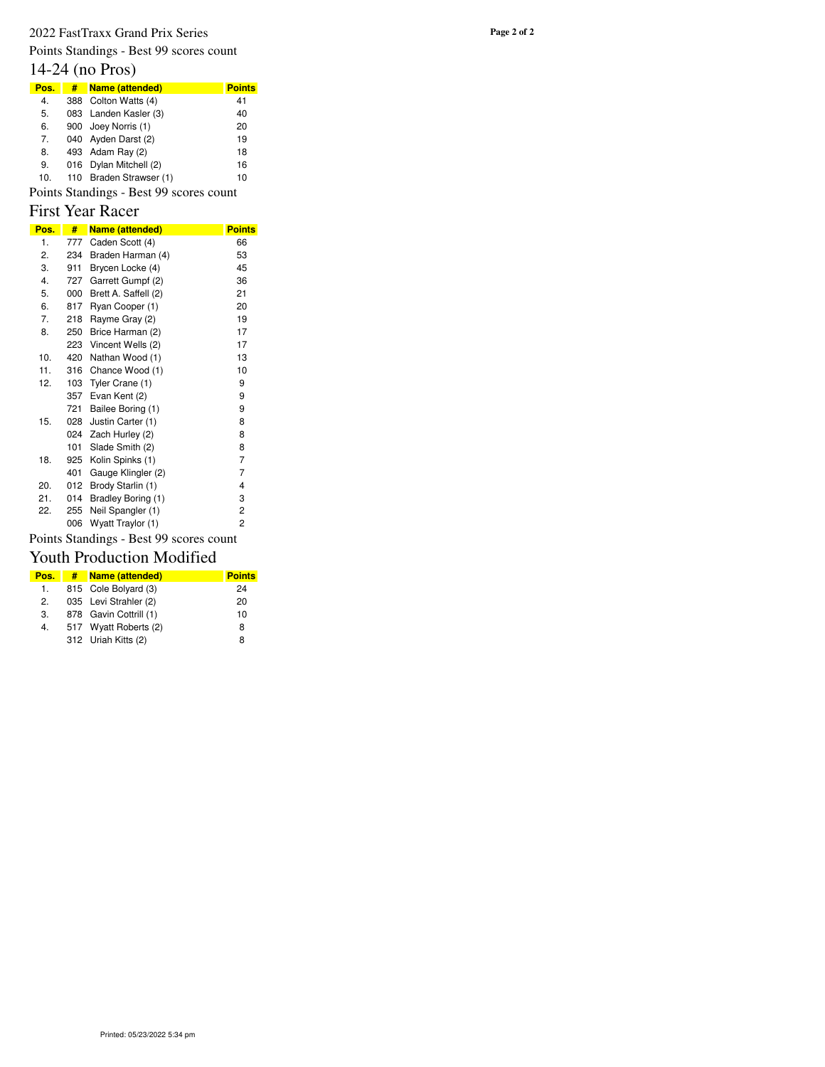2022 FastTraxx Grand Prix Series

Points Standings - Best 99 scores count

## 14-24 (no Pros)

| Pos. | # | Name (attended) | Points |
|---|---|---|---|
| 4. | 388 | Colton Watts (4) | 41 |
| 5. | 083 | Landen Kasler (3) | 40 |
| 6. | 900 | Joey Norris (1) | 20 |
| 7. | 040 | Ayden Darst (2) | 19 |
| 8. | 493 | Adam Ray (2) | 18 |
| 9. | 016 | Dylan Mitchell (2) | 16 |
| 10. | 110 | Braden Strawser (1) | 10 |

Points Standings - Best 99 scores count

## First Year Racer

| Pos. | # | Name (attended) | Points |
|---|---|---|---|
| 1. | 777 | Caden Scott (4) | 66 |
| 2. | 234 | Braden Harman (4) | 53 |
| 3. | 911 | Brycen Locke (4) | 45 |
| 4. | 727 | Garrett Gumpf (2) | 36 |
| 5. | 000 | Brett A. Saffell (2) | 21 |
| 6. | 817 | Ryan Cooper (1) | 20 |
| 7. | 218 | Rayme Gray (2) | 19 |
| 8. | 250 | Brice Harman (2) | 17 |
| | 223 | Vincent Wells (2) | 17 |
| 10. | 420 | Nathan Wood (1) | 13 |
| 11. | 316 | Chance Wood (1) | 10 |
| 12. | 103 | Tyler Crane (1) | 9 |
| | 357 | Evan Kent (2) | 9 |
| | 721 | Bailee Boring (1) | 9 |
| 15. | 028 | Justin Carter (1) | 8 |
| | 024 | Zach Hurley (2) | 8 |
| | 101 | Slade Smith (2) | 8 |
| 18. | 925 | Kolin Spinks (1) | 7 |
| | 401 | Gauge Klingler (2) | 7 |
| 20. | 012 | Brody Starlin (1) | 4 |
| 21. | 014 | Bradley Boring (1) | 3 |
| 22. | 255 | Neil Spangler (1) | 2 |
| | 006 | Wyatt Traylor (1) | 2 |

Points Standings - Best 99 scores count

## Youth Production Modified

| Pos. | # | Name (attended) | Points |
|---|---|---|---|
| 1. | 815 | Cole Bolyard (3) | 24 |
| 2. | 035 | Levi Strahler (2) | 20 |
| 3. | 878 | Gavin Cottrill (1) | 10 |
| 4. | 517 | Wyatt Roberts (2) | 8 |
| | 312 | Uriah Kitts (2) | 8 |

Printed: 05/23/2022 5:34 pm